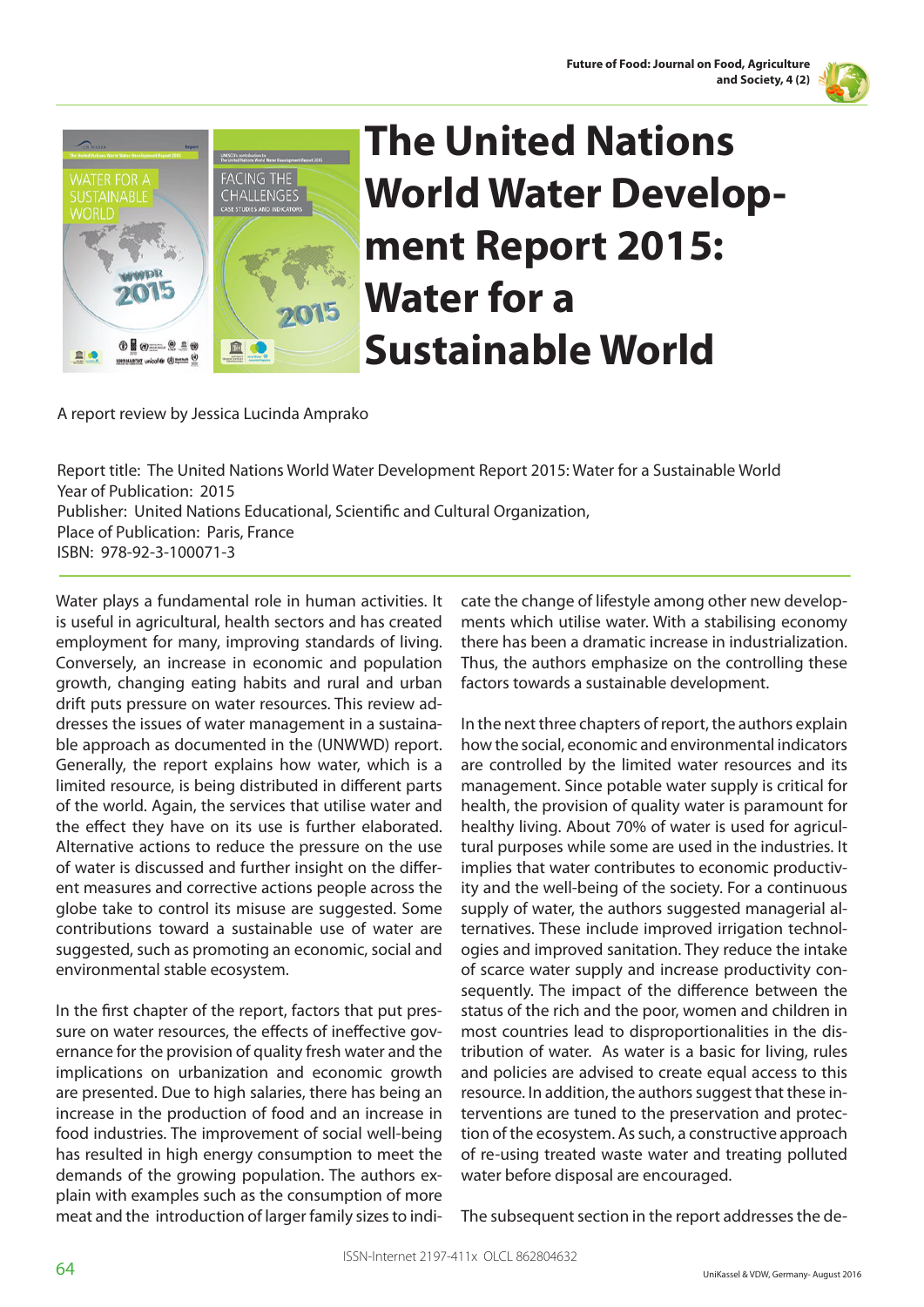# The United Nations World Water Development Report 2015: Water for a Sustainable World

A report review by Jessica Lucinda Amprako

Report title: The United Nations World Water Development Report 2015: Water for a Sustainable World
Year of Publication: 2015
Publisher: United Nations Educational, Scientific and Cultural Organization,
Place of Publication: Paris, France
ISBN: 978-92-3-100071-3

Water plays a fundamental role in human activities. It is useful in agricultural, health sectors and has created employment for many, improving standards of living. Conversely, an increase in economic and population growth, changing eating habits and rural and urban drift puts pressure on water resources. This review addresses the issues of water management in a sustainable approach as documented in the (UNWWD) report. Generally, the report explains how water, which is a limited resource, is being distributed in different parts of the world. Again, the services that utilise water and the effect they have on its use is further elaborated. Alternative actions to reduce the pressure on the use of water is discussed and further insight on the different measures and corrective actions people across the globe take to control its misuse are suggested. Some contributions toward a sustainable use of water are suggested, such as promoting an economic, social and environmental stable ecosystem.

In the first chapter of the report, factors that put pressure on water resources, the effects of ineffective governance for the provision of quality fresh water and the implications on urbanization and economic growth are presented. Due to high salaries, there has being an increase in the production of food and an increase in food industries. The improvement of social well-being has resulted in high energy consumption to meet the demands of the growing population. The authors explain with examples such as the consumption of more meat and the introduction of larger family sizes to indicate the change of lifestyle among other new developments which utilise water. With a stabilising economy there has been a dramatic increase in industrialization. Thus, the authors emphasize on the controlling these factors towards a sustainable development.

In the next three chapters of report, the authors explain how the social, economic and environmental indicators are controlled by the limited water resources and its management. Since potable water supply is critical for health, the provision of quality water is paramount for healthy living. About 70% of water is used for agricultural purposes while some are used in the industries. It implies that water contributes to economic productivity and the well-being of the society. For a continuous supply of water, the authors suggested managerial alternatives. These include improved irrigation technologies and improved sanitation. They reduce the intake of scarce water supply and increase productivity consequently. The impact of the difference between the status of the rich and the poor, women and children in most countries lead to disproportionalities in the distribution of water. As water is a basic for living, rules and policies are advised to create equal access to this resource. In addition, the authors suggest that these interventions are tuned to the preservation and protection of the ecosystem. As such, a constructive approach of re-using treated waste water and treating polluted water before disposal are encouraged.

The subsequent section in the report addresses the de-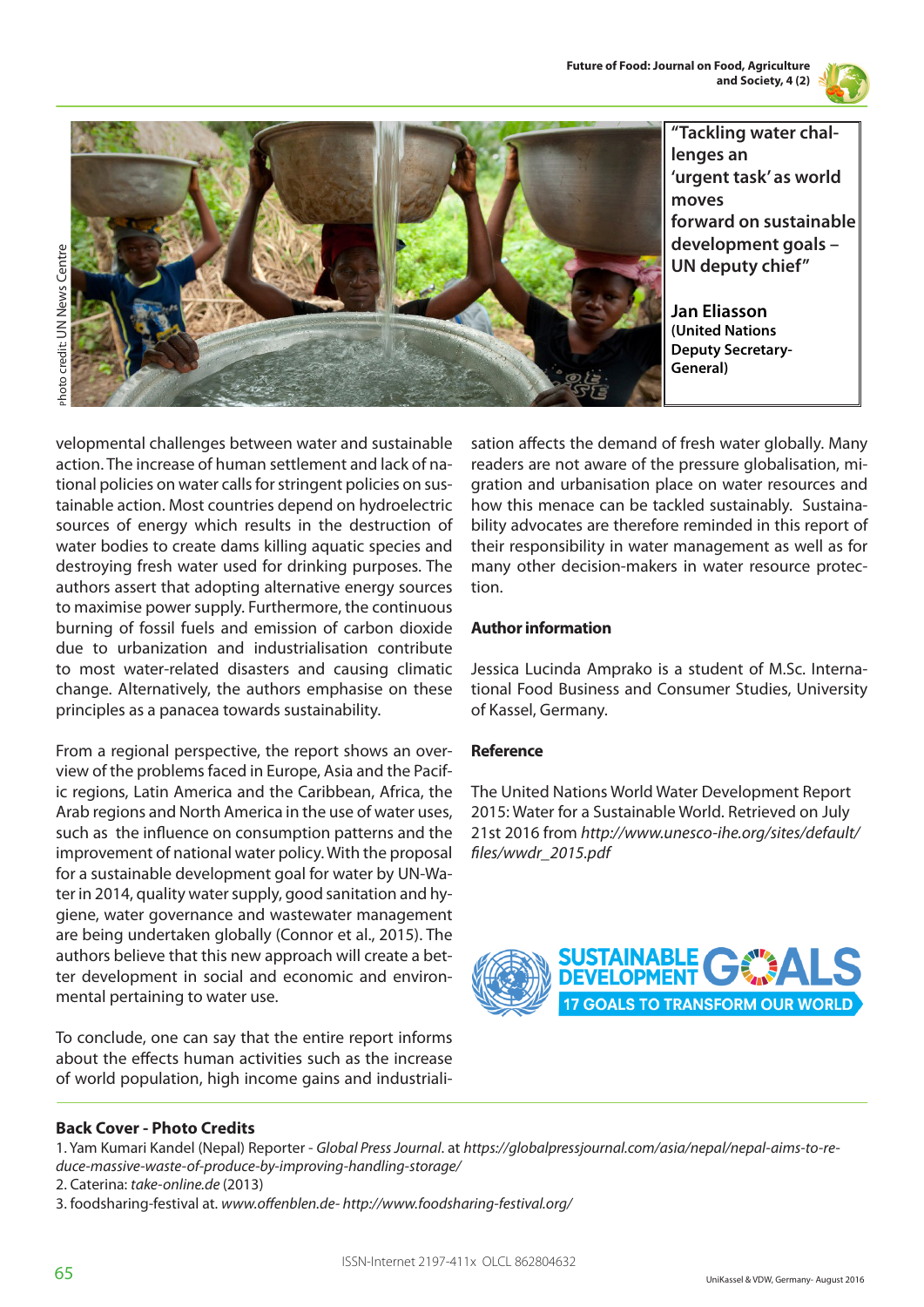Photo credit: UN News Centre

"Tackling water challenges an 'urgent task' as world moves forward on sustainable development goals – UN deputy chief"

**Jan Eliasson**
**(United Nations Deputy Secretary-General)**

velopmental challenges between water and sustainable action. The increase of human settlement and lack of national policies on water calls for stringent policies on sustainable action. Most countries depend on hydroelectric sources of energy which results in the destruction of water bodies to create dams killing aquatic species and destroying fresh water used for drinking purposes. The authors assert that adopting alternative energy sources to maximise power supply. Furthermore, the continuous burning of fossil fuels and emission of carbon dioxide due to urbanization and industrialisation contribute to most water-related disasters and causing climatic change. Alternatively, the authors emphasise on these principles as a panacea towards sustainability.

From a regional perspective, the report shows an overview of the problems faced in Europe, Asia and the Pacific regions, Latin America and the Caribbean, Africa, the Arab regions and North America in the use of water uses, such as the influence on consumption patterns and the improvement of national water policy. With the proposal for a sustainable development goal for water by UN-Water in 2014, quality water supply, good sanitation and hygiene, water governance and wastewater management are being undertaken globally (Connor et al., 2015). The authors believe that this new approach will create a better development in social and economic and environmental pertaining to water use.

To conclude, one can say that the entire report informs about the effects human activities such as the increase of world population, high income gains and industrialisation affects the demand of fresh water globally. Many readers are not aware of the pressure globalisation, migration and urbanisation place on water resources and how this menace can be tackled sustainably. Sustainability advocates are therefore reminded in this report of their responsibility in water management as well as for many other decision-makers in water resource protection.

**Author information**

Jessica Lucinda Amprako is a student of M.Sc. International Food Business and Consumer Studies, University of Kassel, Germany.

**Reference**

The United Nations World Water Development Report 2015: Water for a Sustainable World. Retrieved on July 21st 2016 from *http://www.unesco-ihe.org/sites/default/files/wwdr_2015.pdf*

SUSTAINABLE DEVELOPMENT GOALS
17 GOALS TO TRANSFORM OUR WORLD

**Back Cover - Photo Credits**

1. Yam Kumari Kandel (Nepal) Reporter - *Global Press Journal*. at *https://globalpressjournal.com/asia/nepal/nepal-aims-to-reduce-massive-waste-of-produce-by-improving-handling-storage/*
2. Caterina: *take-online.de* (2013)
3. foodsharing-festival at. *www.offenblen.de- http://www.foodsharing-festival.org/*

ISSN-Internet 2197-411x OLCL 862804632